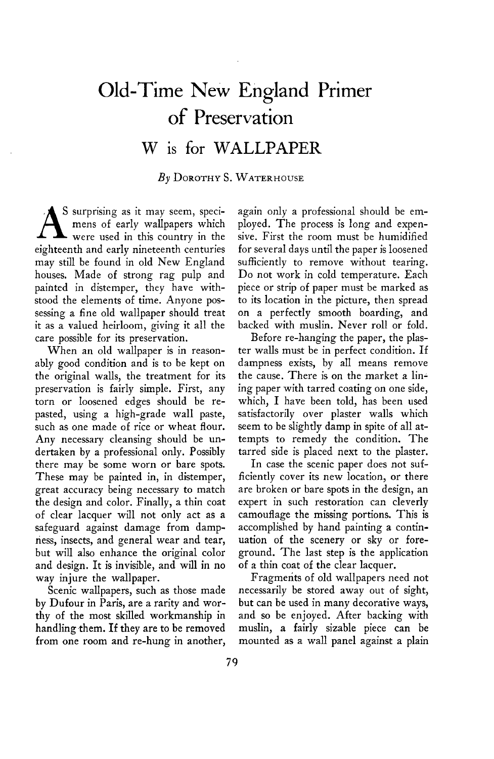# Old-Time New England Primer of Preservation

## W is for WALLPAPER

*By* Dorothy S. Waterhouse

As surprising as it may seem, specimens of early wallpapers which were used in this country in the eighteenth and early nineteenth centuries may still be found in old New England houses. Made of strong rag pulp and painted in distemper, they have withstood the elements of time. Anyone possessing a fine old wallpaper should treat it as a valued heirloom, giving it all the care possible for its preservation.

When an old wallpaper is in reasonably good condition and is to be kept on the original walls, the treatment for its preservation is fairly simple. First, any torn or loosened edges should be repasted, using a high-grade wall paste, such as one made of rice or wheat flour. Any necessary cleansing should be undertaken by a professional only. Possibly there may be some worn or bare spots. These may be painted in, in distemper, great accuracy being necessary to match the design and color. Finally, a thin coat of clear lacquer will not only act as a safeguard against damage from dampness, insects, and general wear and tear, but will also enhance the original color and design. It is invisible, and will in no way injure the wallpaper.

Scenic wallpapers, such as those made by Dufour in Paris, are a rarity and worthy of the most skilled workmanship in handling them. If they are to be removed from one room and re-hung in another, again only a professional should be employed. The process is long and expensive. First the room must be humidified for several days until the paper is loosened sufficiently to remove without tearing. Do not work in cold temperature. Each piece or strip of paper must be marked as to its location in the picture, then spread on a perfectly smooth boarding, and backed with muslin. Never roll or fold.

Before re-hanging the paper, the plaster walls must be in perfect condition. If dampness exists, by all means remove the cause. There is on the market a lining paper with tarred coating on one side, which, I have been told, has been used satisfactorily over plaster walls which seem to be slightly damp in spite of all attempts to remedy the condition. The tarred side is placed next to the plaster.

In case the scenic paper does not sufficiently cover its new location, or there are broken or bare spots in the design, an expert in such restoration can cleverly camouflage the missing portions. This is accomplished by hand painting a continuation of the scenery or sky or foreground. The last step is the application of a thin coat of the clear lacquer.

Fragments of old wallpapers need not necessarily be stored away out of sight, but can be used in many decorative ways, and so be enjoyed. After backing with muslin, a fairly sizable piece can be mounted as a wall panel against a plain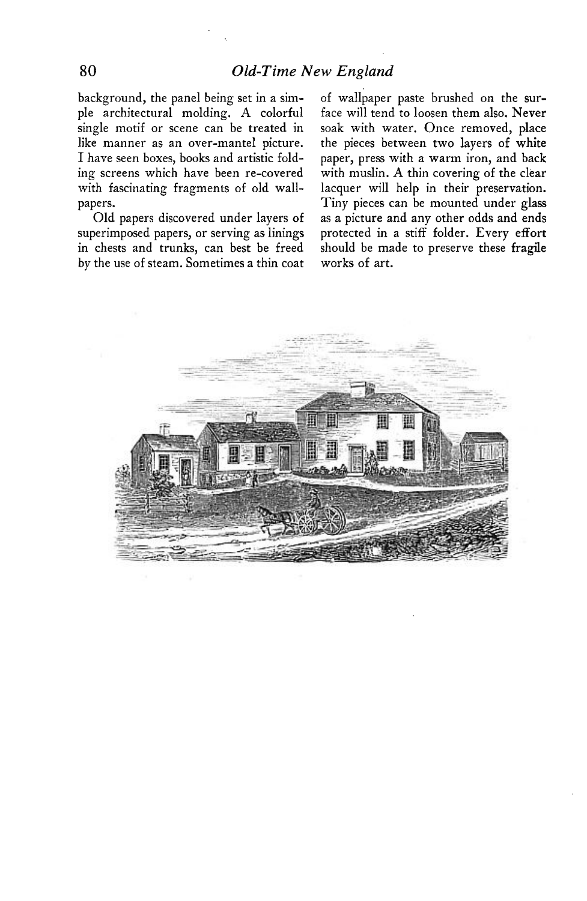background, the panel being set in a simple architectural molding. A colorful single motif or scene can be treated in like manner as an over-mantel picture. I have seen boxes, books and artistic folding screens which have been re-covered with fascinating fragments of old wallpapers.

Old papers discovered under layers of superimposed papers, or serving as linings in chests and trunks, can best be freed by the use of steam. Sometimes a thin coat of wallpaper paste brushed on the surface will tend to loosen them also. Never soak with water. Once removed, place the pieces between two layers of white paper, press with a warm iron, and back with muslin. A thin covering of the clear lacquer will help in their preservation. Tiny pieces can be mounted under glass as a picture and any other odds and ends protected in a stiff folder. Every effort should be made to preserve these fragile works of art.